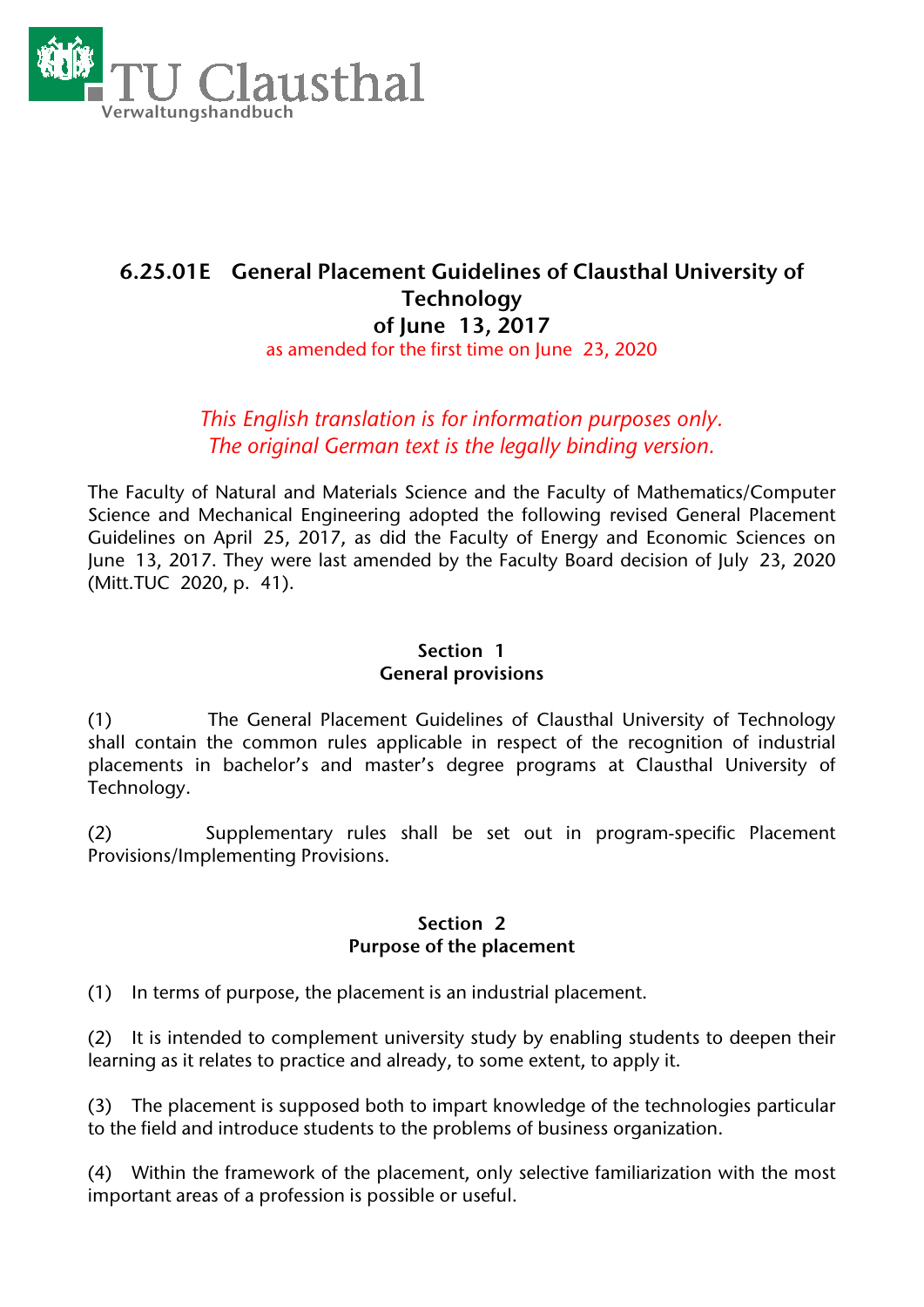# 6.25.01E General Placement Guidelines of Clausthal University of Technology of June 13, 2017

as amended for the first time on June 23, 2020

*This English translation is for information purposes only. The original German text is the legally binding version.*

The Faculty of Natural and Materials Science and the Faculty of Mathematics/Computer Science and Mechanical Engineering adopted the following revised General Placement Guidelines on April 25, 2017, as did the Faculty of Energy and Economic Sciences on June 13, 2017. They were last amended by the Faculty Board decision of July 23, 2020 (Mitt.TUC 2020, p. 41).

## Section 1
## General provisions

(1) The General Placement Guidelines of Clausthal University of Technology shall contain the common rules applicable in respect of the recognition of industrial placements in bachelor's and master's degree programs at Clausthal University of Technology.

(2) Supplementary rules shall be set out in program-specific Placement Provisions/Implementing Provisions.

## Section 2
## Purpose of the placement

(1) In terms of purpose, the placement is an industrial placement.

(2) It is intended to complement university study by enabling students to deepen their learning as it relates to practice and already, to some extent, to apply it.

(3) The placement is supposed both to impart knowledge of the technologies particular to the field and introduce students to the problems of business organization.

(4) Within the framework of the placement, only selective familiarization with the most important areas of a profession is possible or useful.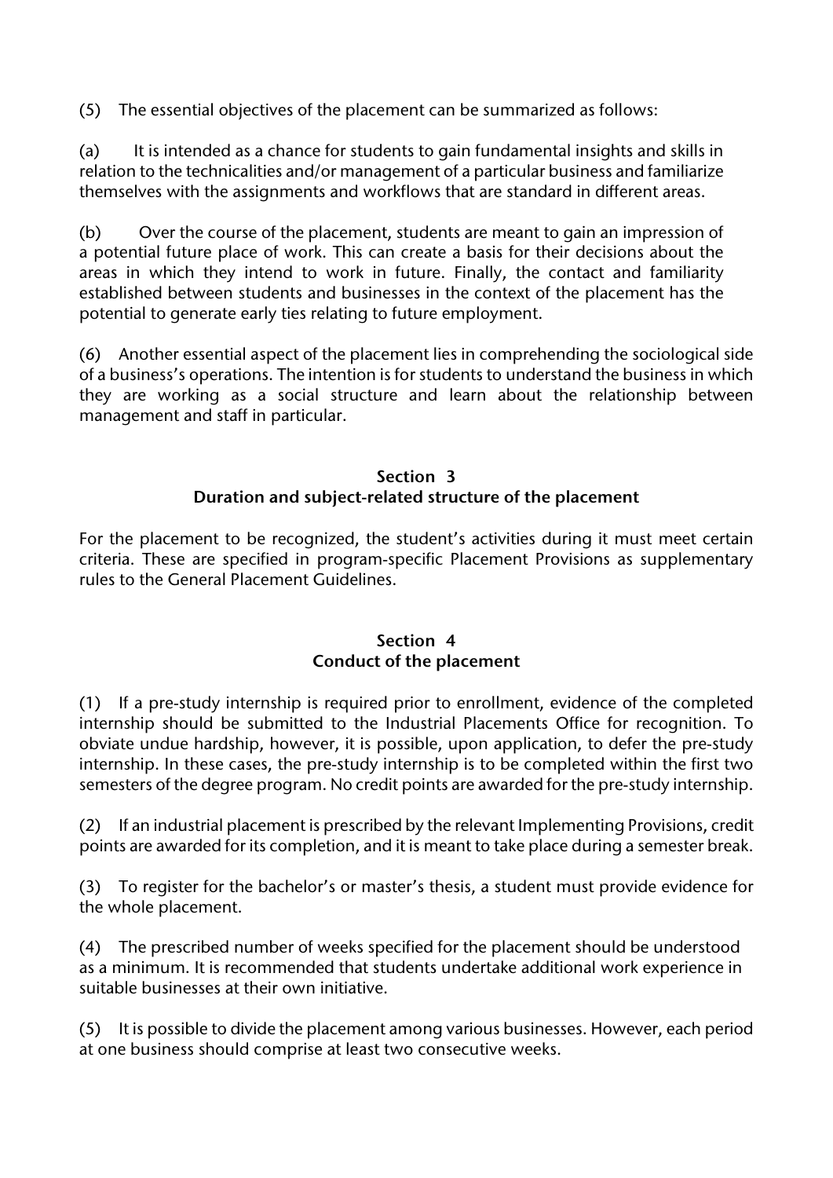(5) The essential objectives of the placement can be summarized as follows:

(a) It is intended as a chance for students to gain fundamental insights and skills in relation to the technicalities and/or management of a particular business and familiarize themselves with the assignments and workflows that are standard in different areas.

(b) Over the course of the placement, students are meant to gain an impression of a potential future place of work. This can create a basis for their decisions about the areas in which they intend to work in future. Finally, the contact and familiarity established between students and businesses in the context of the placement has the potential to generate early ties relating to future employment.

(6) Another essential aspect of the placement lies in comprehending the sociological side of a business's operations. The intention is for students to understand the business in which they are working as a social structure and learn about the relationship between management and staff in particular.

## Section 3
## Duration and subject-related structure of the placement

For the placement to be recognized, the student's activities during it must meet certain criteria. These are specified in program-specific Placement Provisions as supplementary rules to the General Placement Guidelines.

## Section 4
## Conduct of the placement

(1) If a pre-study internship is required prior to enrollment, evidence of the completed internship should be submitted to the Industrial Placements Office for recognition. To obviate undue hardship, however, it is possible, upon application, to defer the pre-study internship. In these cases, the pre-study internship is to be completed within the first two semesters of the degree program. No credit points are awarded for the pre-study internship.

(2) If an industrial placement is prescribed by the relevant Implementing Provisions, credit points are awarded for its completion, and it is meant to take place during a semester break.

(3) To register for the bachelor's or master's thesis, a student must provide evidence for the whole placement.

(4) The prescribed number of weeks specified for the placement should be understood as a minimum. It is recommended that students undertake additional work experience in suitable businesses at their own initiative.

(5) It is possible to divide the placement among various businesses. However, each period at one business should comprise at least two consecutive weeks.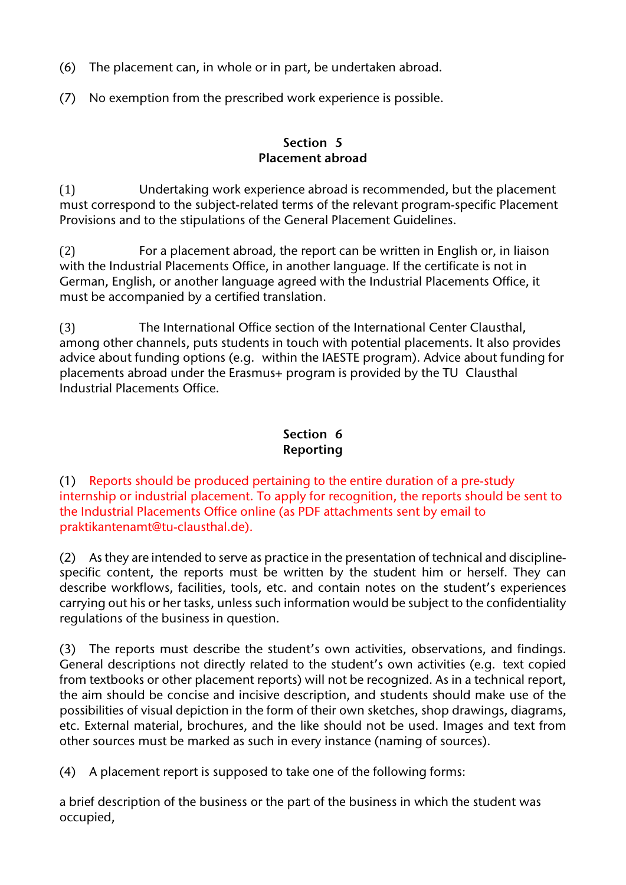(6) The placement can, in whole or in part, be undertaken abroad.

(7) No exemption from the prescribed work experience is possible.

## Section 5
## Placement abroad

(1) Undertaking work experience abroad is recommended, but the placement must correspond to the subject-related terms of the relevant program-specific Placement Provisions and to the stipulations of the General Placement Guidelines.

(2) For a placement abroad, the report can be written in English or, in liaison with the Industrial Placements Office, in another language. If the certificate is not in German, English, or another language agreed with the Industrial Placements Office, it must be accompanied by a certified translation.

(3) The International Office section of the International Center Clausthal, among other channels, puts students in touch with potential placements. It also provides advice about funding options (e.g. within the IAESTE program). Advice about funding for placements abroad under the Erasmus+ program is provided by the TU Clausthal Industrial Placements Office.

## Section 6
## Reporting

(1) Reports should be produced pertaining to the entire duration of a pre-study internship or industrial placement. To apply for recognition, the reports should be sent to the Industrial Placements Office online (as PDF attachments sent by email to praktikantenamt@tu-clausthal.de).

(2) As they are intended to serve as practice in the presentation of technical and discipline-specific content, the reports must be written by the student him or herself. They can describe workflows, facilities, tools, etc. and contain notes on the student's experiences carrying out his or her tasks, unless such information would be subject to the confidentiality regulations of the business in question.

(3) The reports must describe the student's own activities, observations, and findings. General descriptions not directly related to the student's own activities (e.g. text copied from textbooks or other placement reports) will not be recognized. As in a technical report, the aim should be concise and incisive description, and students should make use of the possibilities of visual depiction in the form of their own sketches, shop drawings, diagrams, etc. External material, brochures, and the like should not be used. Images and text from other sources must be marked as such in every instance (naming of sources).

(4) A placement report is supposed to take one of the following forms:

a brief description of the business or the part of the business in which the student was occupied,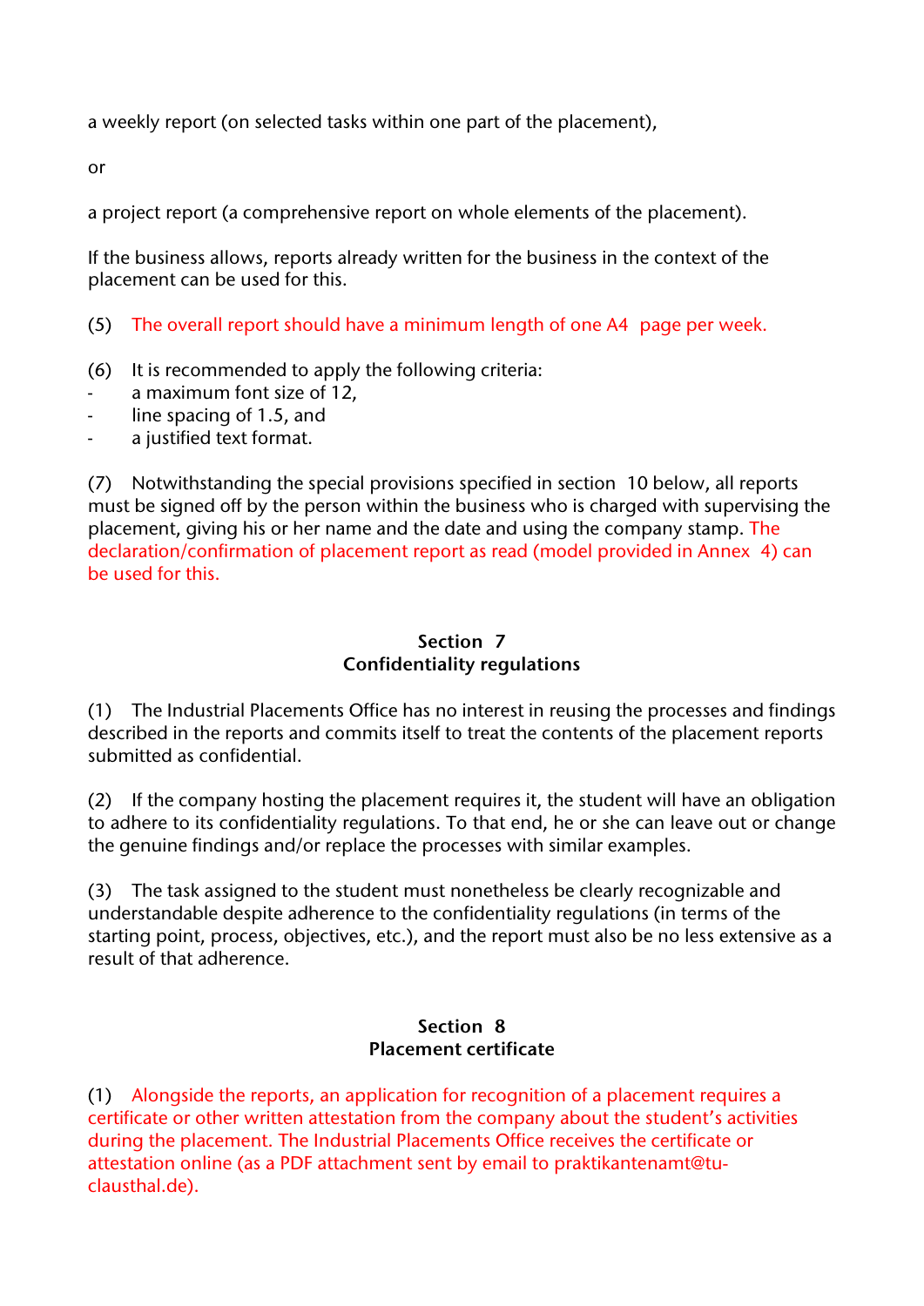a weekly report (on selected tasks within one part of the placement),

or

a project report (a comprehensive report on whole elements of the placement).

If the business allows, reports already written for the business in the context of the placement can be used for this.

(5) The overall report should have a minimum length of one A4 page per week.

(6) It is recommended to apply the following criteria:

- a maximum font size of 12,
- line spacing of 1.5, and
- a justified text format.

(7) Notwithstanding the special provisions specified in section 10 below, all reports must be signed off by the person within the business who is charged with supervising the placement, giving his or her name and the date and using the company stamp. The declaration/confirmation of placement report as read (model provided in Annex 4) can be used for this.

### Section 7
### Confidentiality regulations

(1) The Industrial Placements Office has no interest in reusing the processes and findings described in the reports and commits itself to treat the contents of the placement reports submitted as confidential.

(2) If the company hosting the placement requires it, the student will have an obligation to adhere to its confidentiality regulations. To that end, he or she can leave out or change the genuine findings and/or replace the processes with similar examples.

(3) The task assigned to the student must nonetheless be clearly recognizable and understandable despite adherence to the confidentiality regulations (in terms of the starting point, process, objectives, etc.), and the report must also be no less extensive as a result of that adherence.

### Section 8
### Placement certificate

(1) Alongside the reports, an application for recognition of a placement requires a certificate or other written attestation from the company about the student's activities during the placement. The Industrial Placements Office receives the certificate or attestation online (as a PDF attachment sent by email to praktikantenamt@tu-clausthal.de).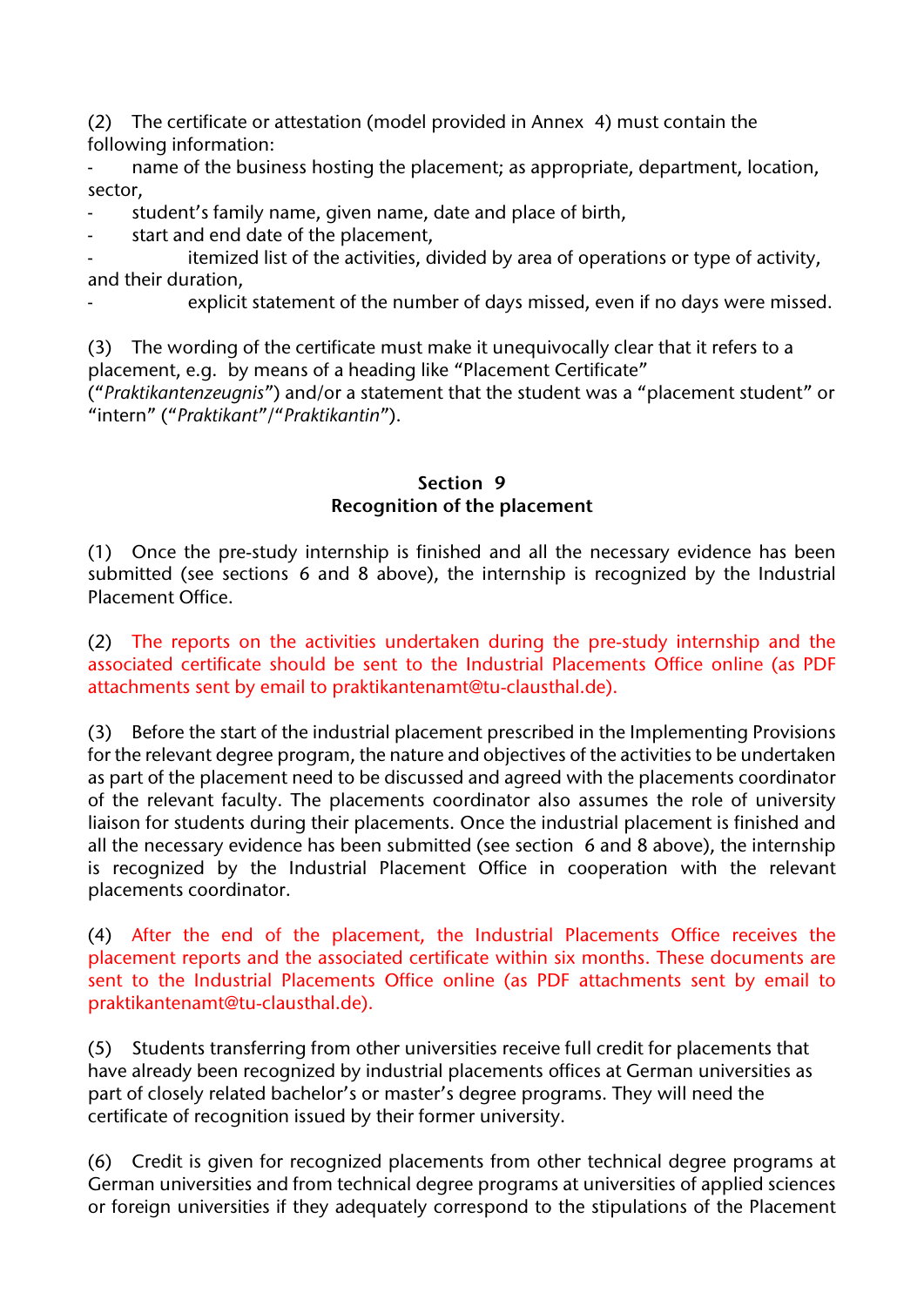(2) The certificate or attestation (model provided in Annex 4) must contain the following information:

- name of the business hosting the placement; as appropriate, department, location, sector,
- student's family name, given name, date and place of birth,
- start and end date of the placement,
- itemized list of the activities, divided by area of operations or type of activity, and their duration,
- explicit statement of the number of days missed, even if no days were missed.

(3) The wording of the certificate must make it unequivocally clear that it refers to a placement, e.g. by means of a heading like "Placement Certificate" ("*Praktikantenzeugnis*") and/or a statement that the student was a "placement student" or "intern" ("*Praktikant*"/"*Praktikantin*").

## Section 9
## Recognition of the placement

(1) Once the pre-study internship is finished and all the necessary evidence has been submitted (see sections 6 and 8 above), the internship is recognized by the Industrial Placement Office.

(2) The reports on the activities undertaken during the pre-study internship and the associated certificate should be sent to the Industrial Placements Office online (as PDF attachments sent by email to praktikantenamt@tu-clausthal.de).

(3) Before the start of the industrial placement prescribed in the Implementing Provisions for the relevant degree program, the nature and objectives of the activities to be undertaken as part of the placement need to be discussed and agreed with the placements coordinator of the relevant faculty. The placements coordinator also assumes the role of university liaison for students during their placements. Once the industrial placement is finished and all the necessary evidence has been submitted (see section 6 and 8 above), the internship is recognized by the Industrial Placement Office in cooperation with the relevant placements coordinator.

(4) After the end of the placement, the Industrial Placements Office receives the placement reports and the associated certificate within six months. These documents are sent to the Industrial Placements Office online (as PDF attachments sent by email to praktikantenamt@tu-clausthal.de).

(5) Students transferring from other universities receive full credit for placements that have already been recognized by industrial placements offices at German universities as part of closely related bachelor's or master's degree programs. They will need the certificate of recognition issued by their former university.

(6) Credit is given for recognized placements from other technical degree programs at German universities and from technical degree programs at universities of applied sciences or foreign universities if they adequately correspond to the stipulations of the Placement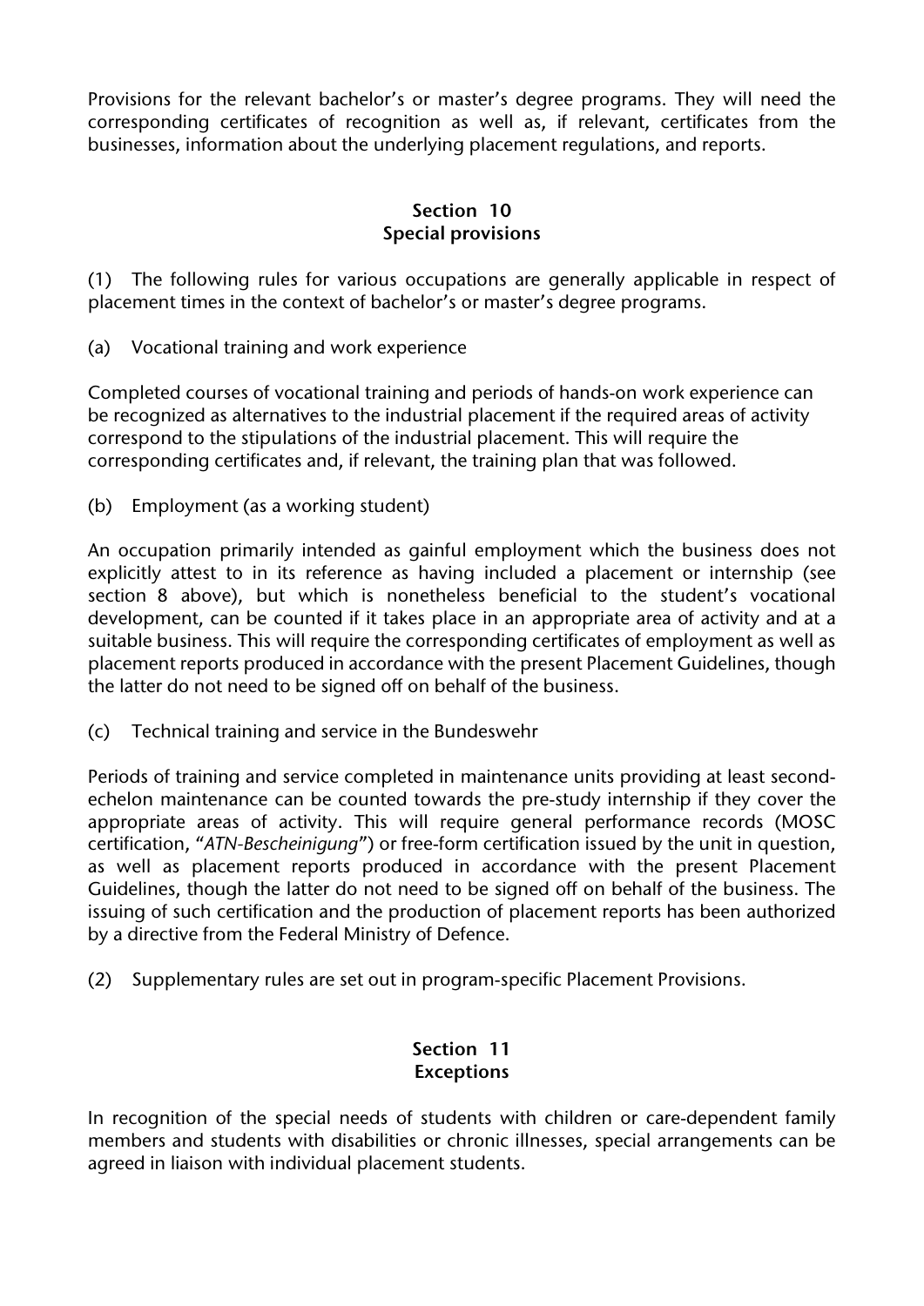Provisions for the relevant bachelor's or master's degree programs. They will need the corresponding certificates of recognition as well as, if relevant, certificates from the businesses, information about the underlying placement regulations, and reports.

## Section 10
## Special provisions

(1) The following rules for various occupations are generally applicable in respect of placement times in the context of bachelor's or master's degree programs.

(a) Vocational training and work experience

Completed courses of vocational training and periods of hands-on work experience can be recognized as alternatives to the industrial placement if the required areas of activity correspond to the stipulations of the industrial placement. This will require the corresponding certificates and, if relevant, the training plan that was followed.

(b) Employment (as a working student)

An occupation primarily intended as gainful employment which the business does not explicitly attest to in its reference as having included a placement or internship (see section 8 above), but which is nonetheless beneficial to the student's vocational development, can be counted if it takes place in an appropriate area of activity and at a suitable business. This will require the corresponding certificates of employment as well as placement reports produced in accordance with the present Placement Guidelines, though the latter do not need to be signed off on behalf of the business.

(c) Technical training and service in the Bundeswehr

Periods of training and service completed in maintenance units providing at least second-echelon maintenance can be counted towards the pre-study internship if they cover the appropriate areas of activity. This will require general performance records (MOSC certification, "*ATN-Bescheinigung*") or free-form certification issued by the unit in question, as well as placement reports produced in accordance with the present Placement Guidelines, though the latter do not need to be signed off on behalf of the business. The issuing of such certification and the production of placement reports has been authorized by a directive from the Federal Ministry of Defence.

(2) Supplementary rules are set out in program-specific Placement Provisions.

## Section 11
## Exceptions

In recognition of the special needs of students with children or care-dependent family members and students with disabilities or chronic illnesses, special arrangements can be agreed in liaison with individual placement students.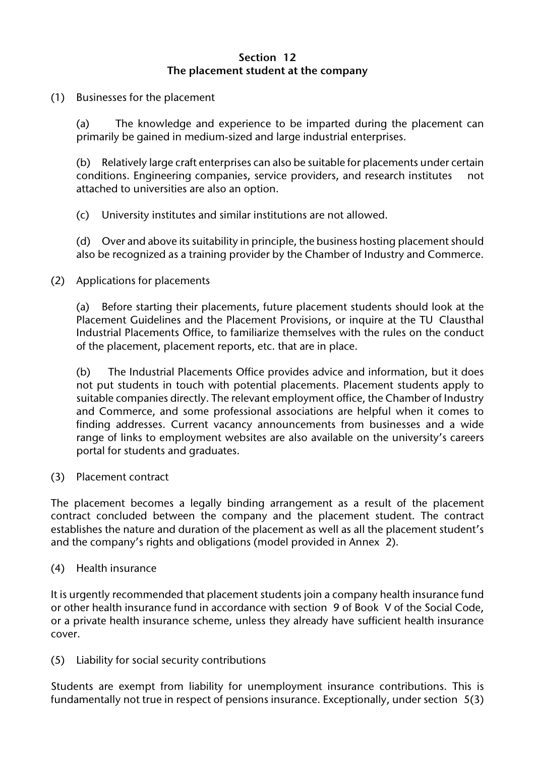## Section 12
## The placement student at the company

(1) Businesses for the placement

(a) The knowledge and experience to be imparted during the placement can primarily be gained in medium-sized and large industrial enterprises.

(b) Relatively large craft enterprises can also be suitable for placements under certain conditions. Engineering companies, service providers, and research institutes not attached to universities are also an option.

(c) University institutes and similar institutions are not allowed.

(d) Over and above its suitability in principle, the business hosting placement should also be recognized as a training provider by the Chamber of Industry and Commerce.

(2) Applications for placements

(a) Before starting their placements, future placement students should look at the Placement Guidelines and the Placement Provisions, or inquire at the TU Clausthal Industrial Placements Office, to familiarize themselves with the rules on the conduct of the placement, placement reports, etc. that are in place.

(b) The Industrial Placements Office provides advice and information, but it does not put students in touch with potential placements. Placement students apply to suitable companies directly. The relevant employment office, the Chamber of Industry and Commerce, and some professional associations are helpful when it comes to finding addresses. Current vacancy announcements from businesses and a wide range of links to employment websites are also available on the university's careers portal for students and graduates.

(3) Placement contract

The placement becomes a legally binding arrangement as a result of the placement contract concluded between the company and the placement student. The contract establishes the nature and duration of the placement as well as all the placement student's and the company's rights and obligations (model provided in Annex 2).

(4) Health insurance

It is urgently recommended that placement students join a company health insurance fund or other health insurance fund in accordance with section 9 of Book V of the Social Code, or a private health insurance scheme, unless they already have sufficient health insurance cover.

(5) Liability for social security contributions

Students are exempt from liability for unemployment insurance contributions. This is fundamentally not true in respect of pensions insurance. Exceptionally, under section 5(3)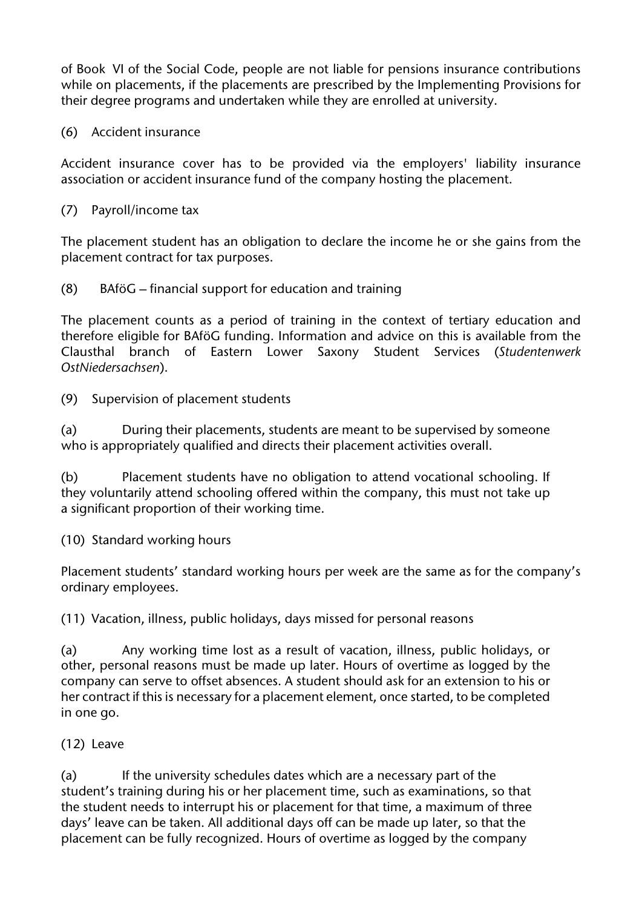of Book VI of the Social Code, people are not liable for pensions insurance contributions while on placements, if the placements are prescribed by the Implementing Provisions for their degree programs and undertaken while they are enrolled at university.

(6) Accident insurance

Accident insurance cover has to be provided via the employers' liability insurance association or accident insurance fund of the company hosting the placement.

(7) Payroll/income tax

The placement student has an obligation to declare the income he or she gains from the placement contract for tax purposes.

(8) BAföG – financial support for education and training

The placement counts as a period of training in the context of tertiary education and therefore eligible for BAföG funding. Information and advice on this is available from the Clausthal branch of Eastern Lower Saxony Student Services (*Studentenwerk OstNiedersachsen*).

(9) Supervision of placement students

(a) During their placements, students are meant to be supervised by someone who is appropriately qualified and directs their placement activities overall.

(b) Placement students have no obligation to attend vocational schooling. If they voluntarily attend schooling offered within the company, this must not take up a significant proportion of their working time.

(10) Standard working hours

Placement students' standard working hours per week are the same as for the company's ordinary employees.

(11) Vacation, illness, public holidays, days missed for personal reasons

(a) Any working time lost as a result of vacation, illness, public holidays, or other, personal reasons must be made up later. Hours of overtime as logged by the company can serve to offset absences. A student should ask for an extension to his or her contract if this is necessary for a placement element, once started, to be completed in one go.

(12) Leave

(a) If the university schedules dates which are a necessary part of the student's training during his or her placement time, such as examinations, so that the student needs to interrupt his or placement for that time, a maximum of three days' leave can be taken. All additional days off can be made up later, so that the placement can be fully recognized. Hours of overtime as logged by the company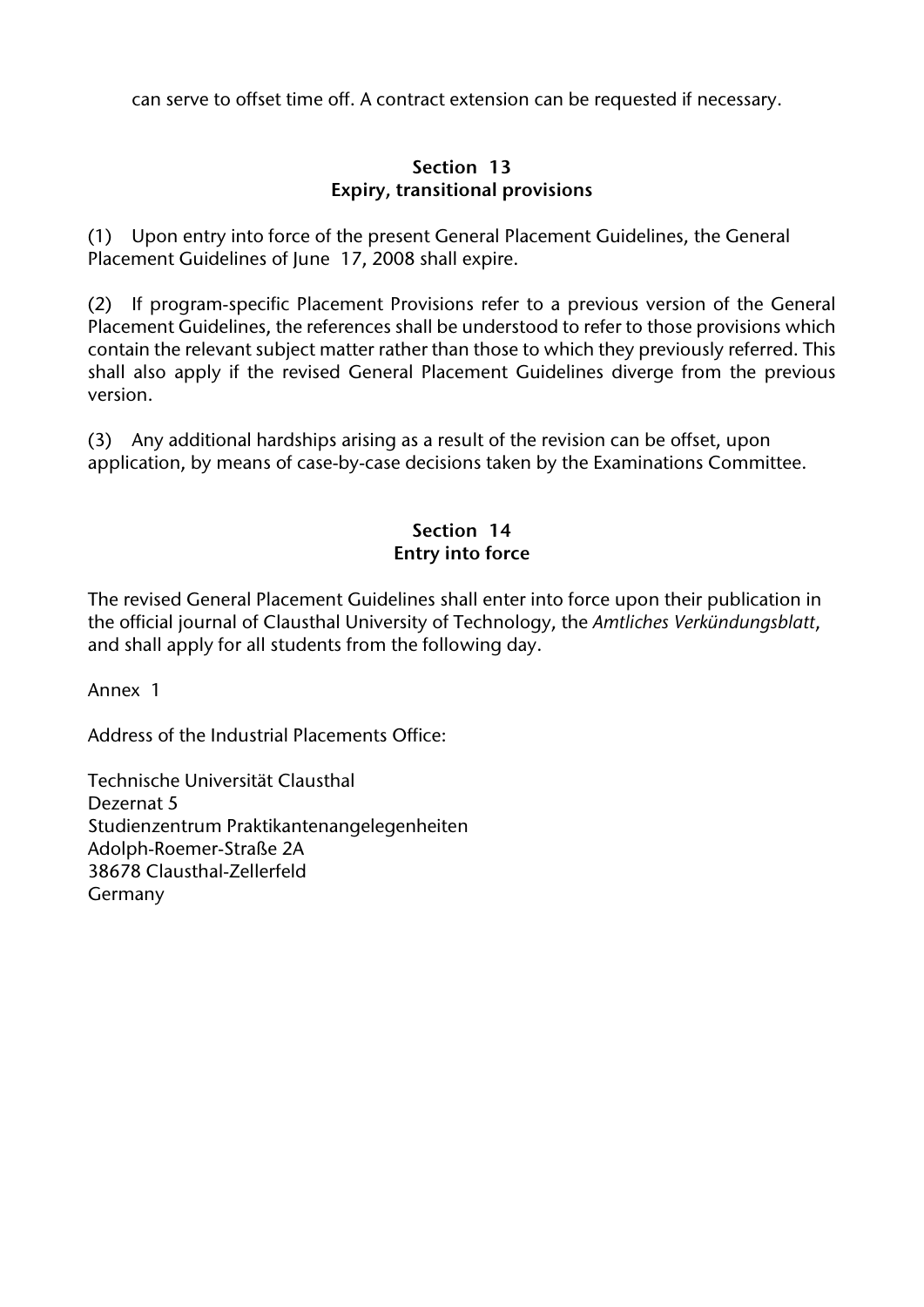can serve to offset time off. A contract extension can be requested if necessary.

## Section 13
## Expiry, transitional provisions

(1) Upon entry into force of the present General Placement Guidelines, the General Placement Guidelines of June 17, 2008 shall expire.

(2) If program-specific Placement Provisions refer to a previous version of the General Placement Guidelines, the references shall be understood to refer to those provisions which contain the relevant subject matter rather than those to which they previously referred. This shall also apply if the revised General Placement Guidelines diverge from the previous version.

(3) Any additional hardships arising as a result of the revision can be offset, upon application, by means of case-by-case decisions taken by the Examinations Committee.

## Section 14
## Entry into force

The revised General Placement Guidelines shall enter into force upon their publication in the official journal of Clausthal University of Technology, the *Amtliches Verkündungsblatt*, and shall apply for all students from the following day.

Annex 1

Address of the Industrial Placements Office:

Technische Universität Clausthal
Dezernat 5
Studienzentrum Praktikantenangelegenheiten
Adolph-Roemer-Straße 2A
38678 Clausthal-Zellerfeld
Germany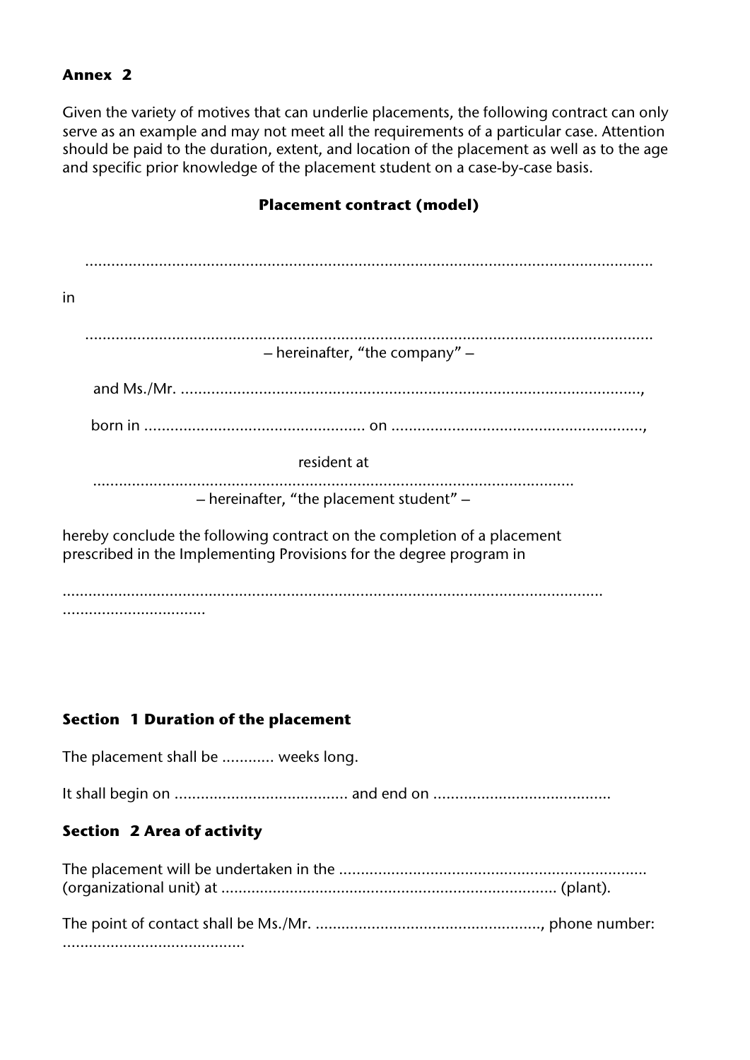**Annex 2**

Given the variety of motives that can underlie placements, the following contract can only serve as an example and may not meet all the requirements of a particular case. Attention should be paid to the duration, extent, and location of the placement as well as to the age and specific prior knowledge of the placement student on a case-by-case basis.

**Placement contract (model)**

....................................................................................................................................

in

....................................................................................................................................

– hereinafter, “the company” –

and Ms./Mr. ..........................................................................................................,

born in .................................................. on ..........................................................,

resident at

................................................................................................................

– hereinafter, “the placement student” –

hereby conclude the following contract on the completion of a placement prescribed in the Implementing Provisions for the degree program in

............................................................................................................................
................................

**Section 1 Duration of the placement**

The placement shall be ............ weeks long.

It shall begin on ........................................ and end on .........................................

**Section 2 Area of activity**

The placement will be undertaken in the ....................................................................... (organizational unit) at ............................................................................. (plant).

The point of contact shall be Ms./Mr. ...................................................., phone number: ..........................................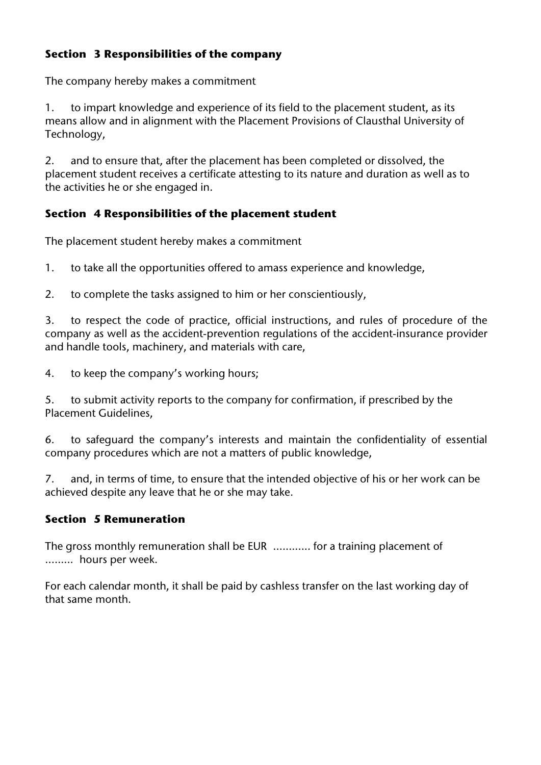## Section 3 Responsibilities of the company

The company hereby makes a commitment

1. to impart knowledge and experience of its field to the placement student, as its means allow and in alignment with the Placement Provisions of Clausthal University of Technology,

2. and to ensure that, after the placement has been completed or dissolved, the placement student receives a certificate attesting to its nature and duration as well as to the activities he or she engaged in.

## Section 4 Responsibilities of the placement student

The placement student hereby makes a commitment

1. to take all the opportunities offered to amass experience and knowledge,

2. to complete the tasks assigned to him or her conscientiously,

3. to respect the code of practice, official instructions, and rules of procedure of the company as well as the accident-prevention regulations of the accident-insurance provider and handle tools, machinery, and materials with care,

4. to keep the company's working hours;

5. to submit activity reports to the company for confirmation, if prescribed by the Placement Guidelines,

6. to safeguard the company's interests and maintain the confidentiality of essential company procedures which are not a matters of public knowledge,

7. and, in terms of time, to ensure that the intended objective of his or her work can be achieved despite any leave that he or she may take.

## Section 5 Remuneration

The gross monthly remuneration shall be EUR ............ for a training placement of ......... hours per week.

For each calendar month, it shall be paid by cashless transfer on the last working day of that same month.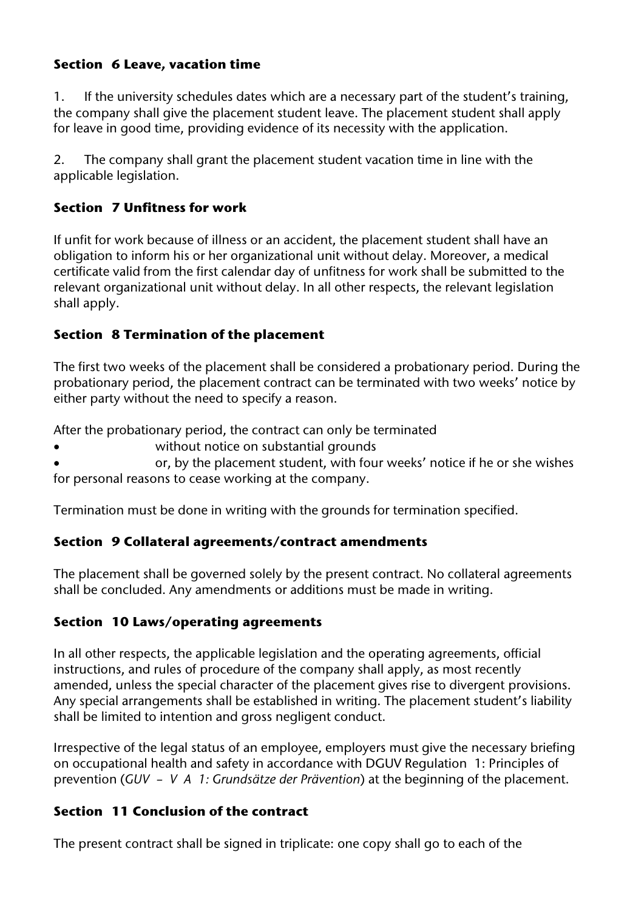### Section 6 Leave, vacation time

1. If the university schedules dates which are a necessary part of the student's training, the company shall give the placement student leave. The placement student shall apply for leave in good time, providing evidence of its necessity with the application.

2. The company shall grant the placement student vacation time in line with the applicable legislation.

### Section 7 Unfitness for work

If unfit for work because of illness or an accident, the placement student shall have an obligation to inform his or her organizational unit without delay. Moreover, a medical certificate valid from the first calendar day of unfitness for work shall be submitted to the relevant organizational unit without delay. In all other respects, the relevant legislation shall apply.

### Section 8 Termination of the placement

The first two weeks of the placement shall be considered a probationary period. During the probationary period, the placement contract can be terminated with two weeks' notice by either party without the need to specify a reason.

After the probationary period, the contract can only be terminated

- without notice on substantial grounds
- or, by the placement student, with four weeks' notice if he or she wishes for personal reasons to cease working at the company.

Termination must be done in writing with the grounds for termination specified.

### Section 9 Collateral agreements/contract amendments

The placement shall be governed solely by the present contract. No collateral agreements shall be concluded. Any amendments or additions must be made in writing.

### Section 10 Laws/operating agreements

In all other respects, the applicable legislation and the operating agreements, official instructions, and rules of procedure of the company shall apply, as most recently amended, unless the special character of the placement gives rise to divergent provisions. Any special arrangements shall be established in writing. The placement student's liability shall be limited to intention and gross negligent conduct.

Irrespective of the legal status of an employee, employers must give the necessary briefing on occupational health and safety in accordance with DGUV Regulation 1: Principles of prevention (*GUV – V A 1: Grundsätze der Prävention*) at the beginning of the placement.

### Section 11 Conclusion of the contract

The present contract shall be signed in triplicate: one copy shall go to each of the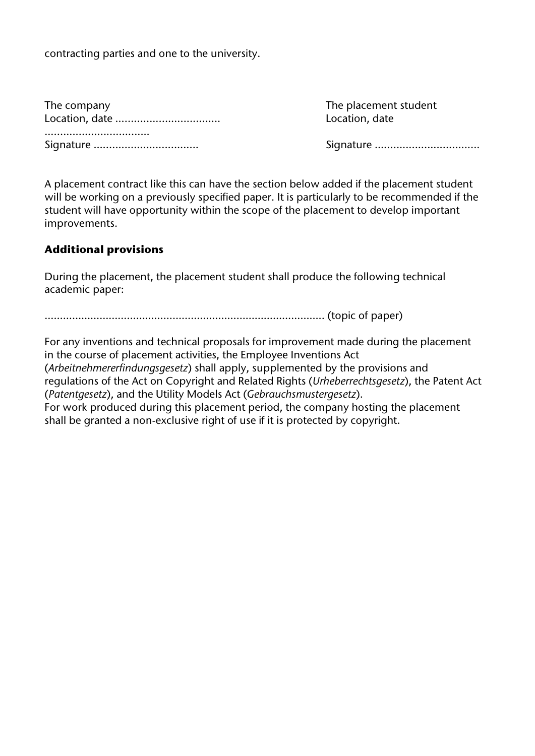contracting parties and one to the university.

| The company | The placement student |
| --- | --- |
| Location, date .................................. | Location, date |
| .................................. | |
| Signature .................................. | Signature .................................. |

A placement contract like this can have the section below added if the placement student will be working on a previously specified paper. It is particularly to be recommended if the student will have opportunity within the scope of the placement to develop important improvements.

**Additional provisions**

During the placement, the placement student shall produce the following technical academic paper:

........................................................................................... (topic of paper)

For any inventions and technical proposals for improvement made during the placement in the course of placement activities, the Employee Inventions Act (*Arbeitnehmererfindungsgesetz*) shall apply, supplemented by the provisions and regulations of the Act on Copyright and Related Rights (*Urheberrechtsgesetz*), the Patent Act (*Patentgesetz*), and the Utility Models Act (*Gebrauchsmustergesetz*).
For work produced during this placement period, the company hosting the placement shall be granted a non-exclusive right of use if it is protected by copyright.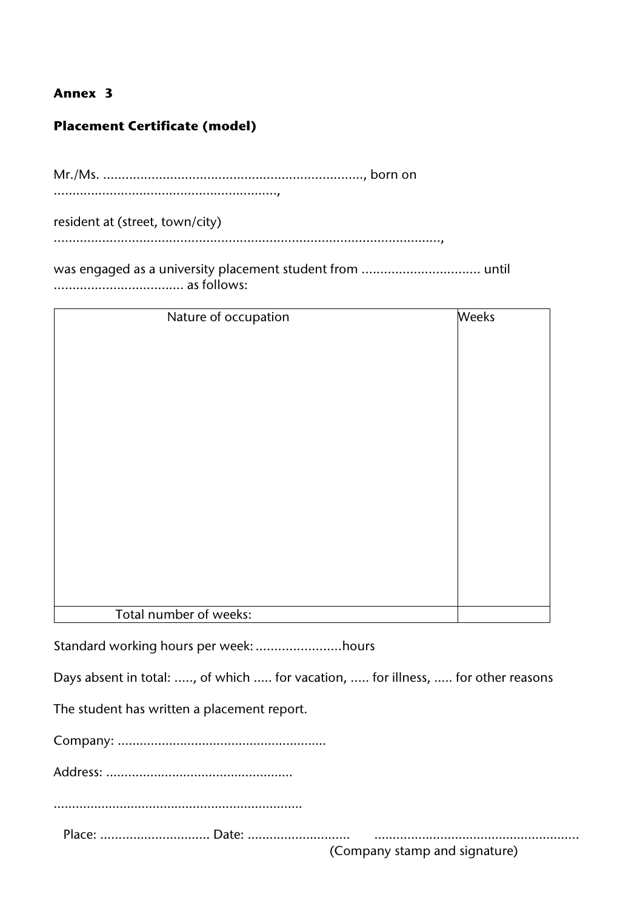**Annex 3**

**Placement Certificate (model)**

Mr./Ms. ......................................................................., born on ............................................................,

resident at (street, town/city) .........................................................................................................,

was engaged as a university placement student from ................................ until ................................... as follows:

| Nature of occupation | Weeks |
| --- | --- |
| | |
| Total number of weeks: | |

Standard working hours per week: .......................hours

Days absent in total: ....., of which ..... for vacation, ..... for illness, ..... for other reasons

The student has written a placement report.

Company: .........................................................

Address: ..................................................

....................................................................

Place: .............................. Date: ............................ .......................................................
(Company stamp and signature)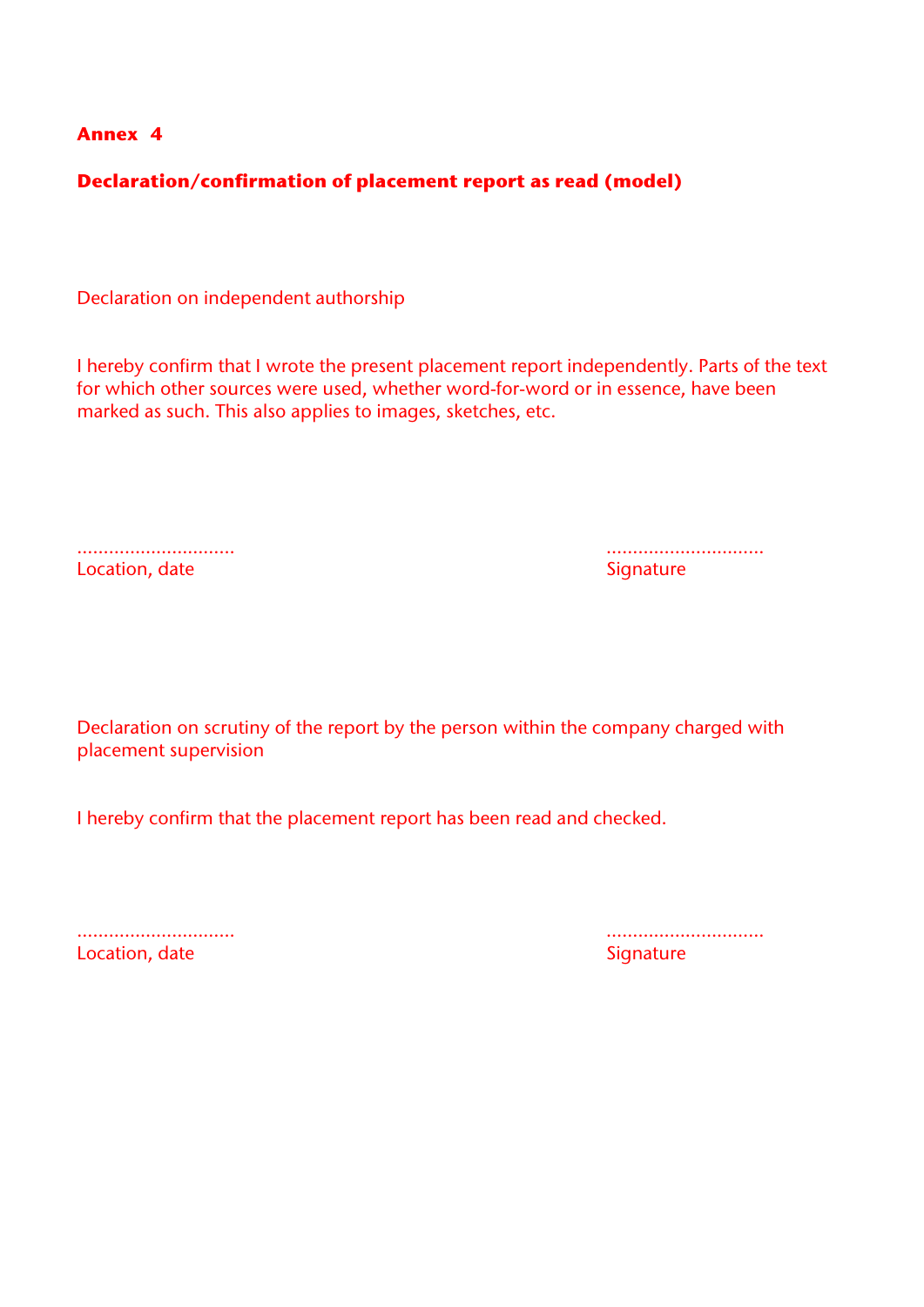**Annex 4**

**Declaration/confirmation of placement report as read (model)**

Declaration on independent authorship

I hereby confirm that I wrote the present placement report independently. Parts of the text for which other sources were used, whether word-for-word or in essence, have been marked as such. This also applies to images, sketches, etc.

| | |
|---|---|
| .............................. | .............................. |
| Location, date | Signature |

Declaration on scrutiny of the report by the person within the company charged with placement supervision

I hereby confirm that the placement report has been read and checked.

| | |
|---|---|
| .............................. | .............................. |
| Location, date | Signature |